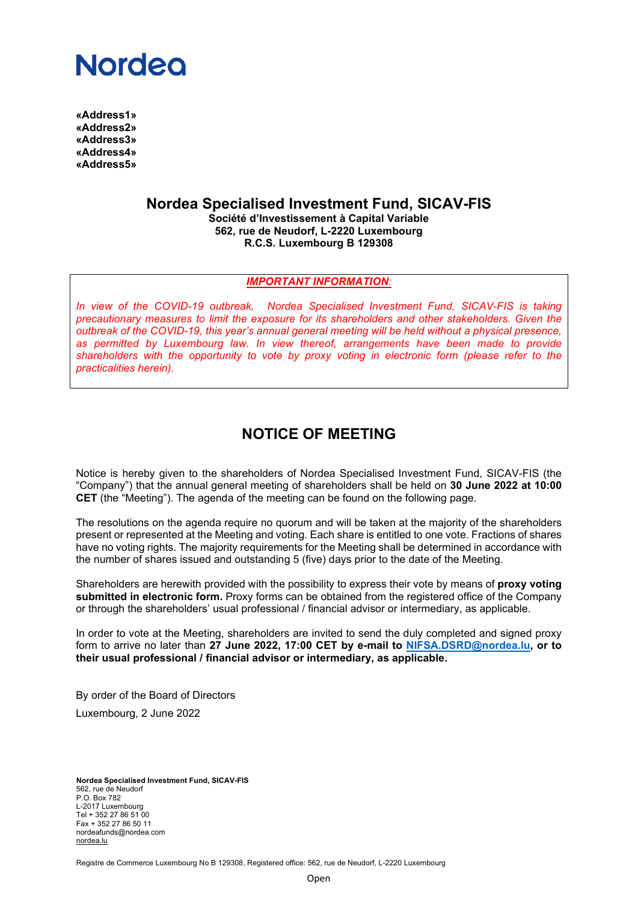Nordea

**«Address1»**
**«Address2»**
**«Address3»**
**«Address4»**
**«Address5»**

# Nordea Specialised Investment Fund, SICAV-FIS

**Société d'Investissement à Capital Variable**
**562, rue de Neudorf, L-2220 Luxembourg**
**R.C.S. Luxembourg B 129308**

***IMPORTANT INFORMATION:***

*In view of the COVID-19 outbreak, Nordea Specialised Investment Fund, SICAV-FIS is taking precautionary measures to limit the exposure for its shareholders and other stakeholders. Given the outbreak of the COVID-19, this year's annual general meeting will be held without a physical presence, as permitted by Luxembourg law. In view thereof, arrangements have been made to provide shareholders with the opportunity to vote by proxy voting in electronic form (please refer to the practicalities herein).*

## NOTICE OF MEETING

Notice is hereby given to the shareholders of Nordea Specialised Investment Fund, SICAV-FIS (the "Company") that the annual general meeting of shareholders shall be held on **30 June 2022 at 10:00 CET** (the "Meeting"). The agenda of the meeting can be found on the following page.

The resolutions on the agenda require no quorum and will be taken at the majority of the shareholders present or represented at the Meeting and voting. Each share is entitled to one vote. Fractions of shares have no voting rights. The majority requirements for the Meeting shall be determined in accordance with the number of shares issued and outstanding 5 (five) days prior to the date of the Meeting.

Shareholders are herewith provided with the possibility to express their vote by means of **proxy voting submitted in electronic form.** Proxy forms can be obtained from the registered office of the Company or through the shareholders' usual professional / financial advisor or intermediary, as applicable.

In order to vote at the Meeting, shareholders are invited to send the duly completed and signed proxy form to arrive no later than **27 June 2022, 17:00 CET by e-mail to NIFSA.DSRD@nordea.lu, or to their usual professional / financial advisor or intermediary, as applicable.**

By order of the Board of Directors

Luxembourg, 2 June 2022

**Nordea Specialised Investment Fund, SICAV-FIS**
562, rue de Neudorf
P.O. Box 782
L-2017 Luxembourg
Tel + 352 27 86 51 00
Fax + 352 27 86 50 11
nordeafunds@nordea.com
nordea.lu

Registre de Commerce Luxembourg No B 129308, Registered office: 562, rue de Neudorf, L-2220 Luxembourg

Open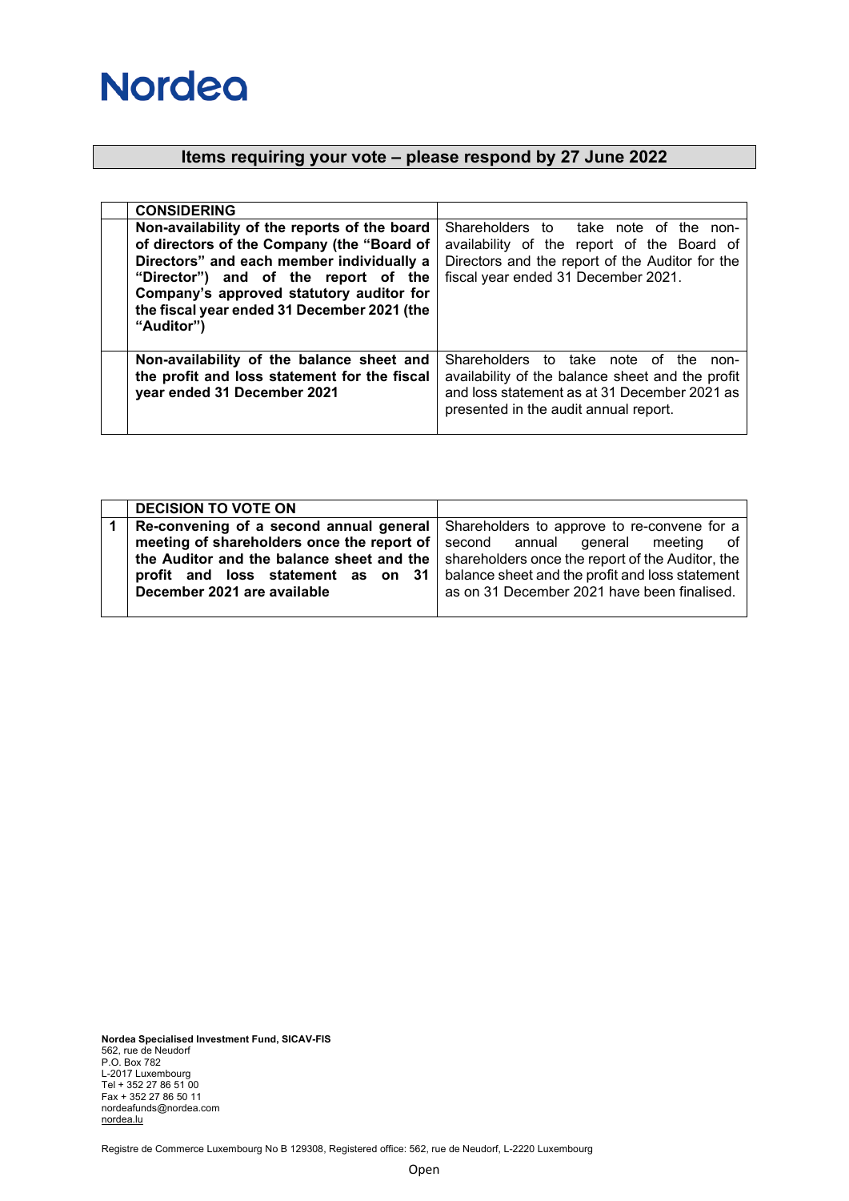Nordea

## Items requiring your vote – please respond by 27 June 2022

| | CONSIDERING | |
|---|---|---|
| | **Non-availability of the reports of the board of directors of the Company (the "Board of Directors" and each member individually a "Director") and of the report of the Company's approved statutory auditor for the fiscal year ended 31 December 2021 (the "Auditor")** | Shareholders to take note of the non-availability of the report of the Board of Directors and the report of the Auditor for the fiscal year ended 31 December 2021. |
| | **Non-availability of the balance sheet and the profit and loss statement for the fiscal year ended 31 December 2021** | Shareholders to take note of the non-availability of the balance sheet and the profit and loss statement as at 31 December 2021 as presented in the audit annual report. |

| | DECISION TO VOTE ON | |
|---|---|---|
| 1 | **Re-convening of a second annual general meeting of shareholders once the report of the Auditor and the balance sheet and the profit and loss statement as on 31 December 2021 are available** | Shareholders to approve to re-convene for a second annual general meeting of shareholders once the report of the Auditor, the balance sheet and the profit and loss statement as on 31 December 2021 have been finalised. |

**Nordea Specialised Investment Fund, SICAV-FIS**
562, rue de Neudorf
P.O. Box 782
L-2017 Luxembourg
Tel + 352 27 86 51 00
Fax + 352 27 86 50 11
nordeafunds@nordea.com
nordea.lu

Registre de Commerce Luxembourg No B 129308, Registered office: 562, rue de Neudorf, L-2220 Luxembourg

Open